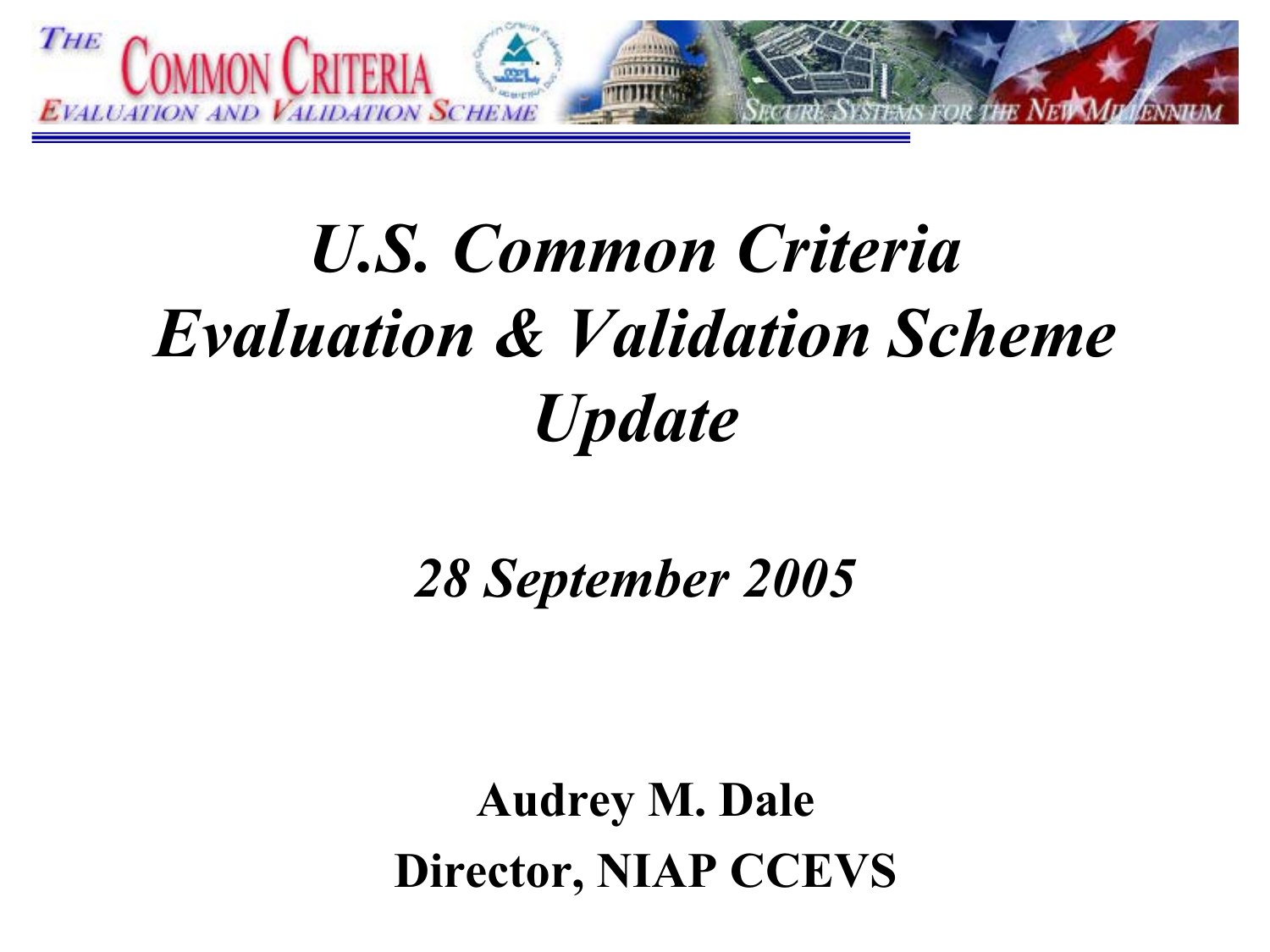# *U.S. Common Criteria Evaluation & Validation Scheme Update*

***28 September 2005***

**Audrey M. Dale**

**Director, NIAP CCEVS**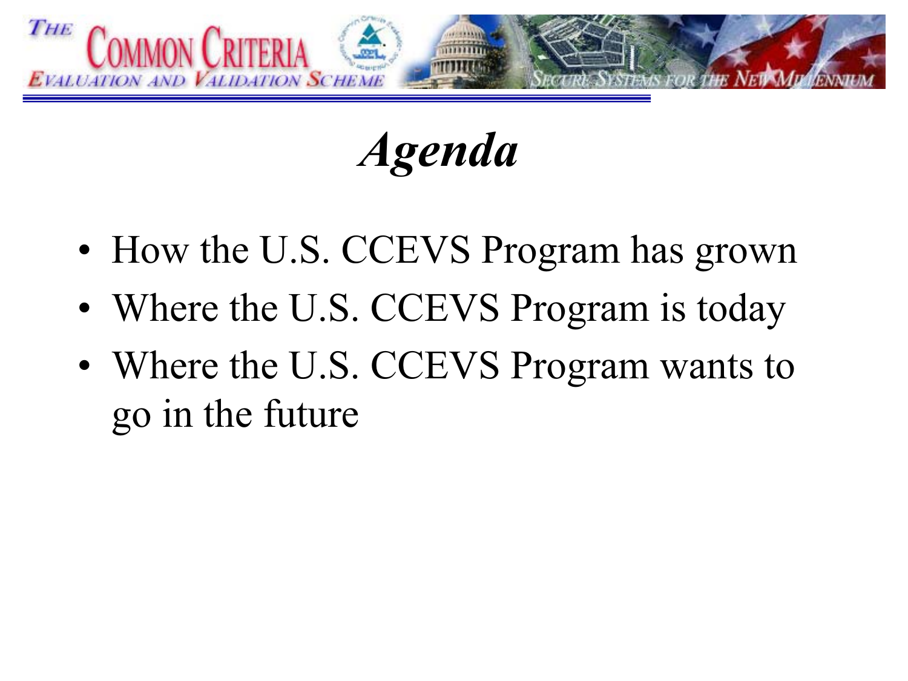# *Agenda*

- How the U.S. CCEVS Program has grown
- Where the U.S. CCEVS Program is today
- Where the U.S. CCEVS Program wants to go in the future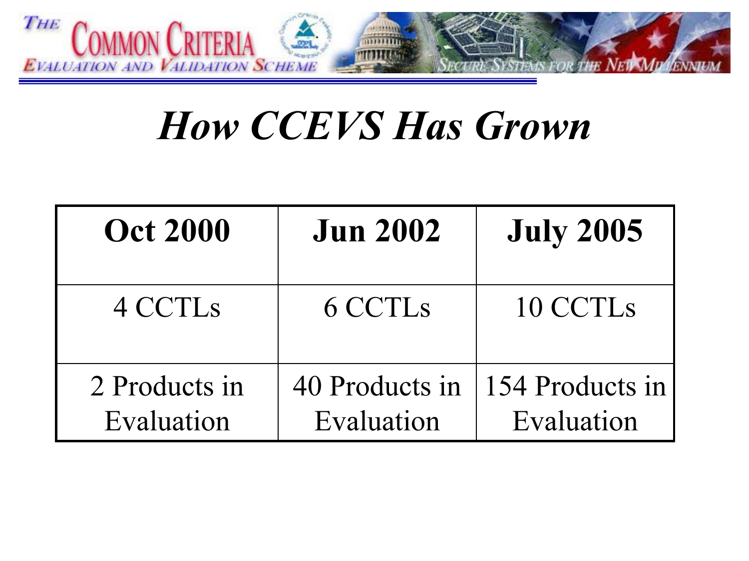# *How CCEVS Has Grown*

| Oct 2000 | Jun 2002 | July 2005 |
|---|---|---|
| 4 CCTLs | 6 CCTLs | 10 CCTLs |
| 2 Products in Evaluation | 40 Products in Evaluation | 154 Products in Evaluation |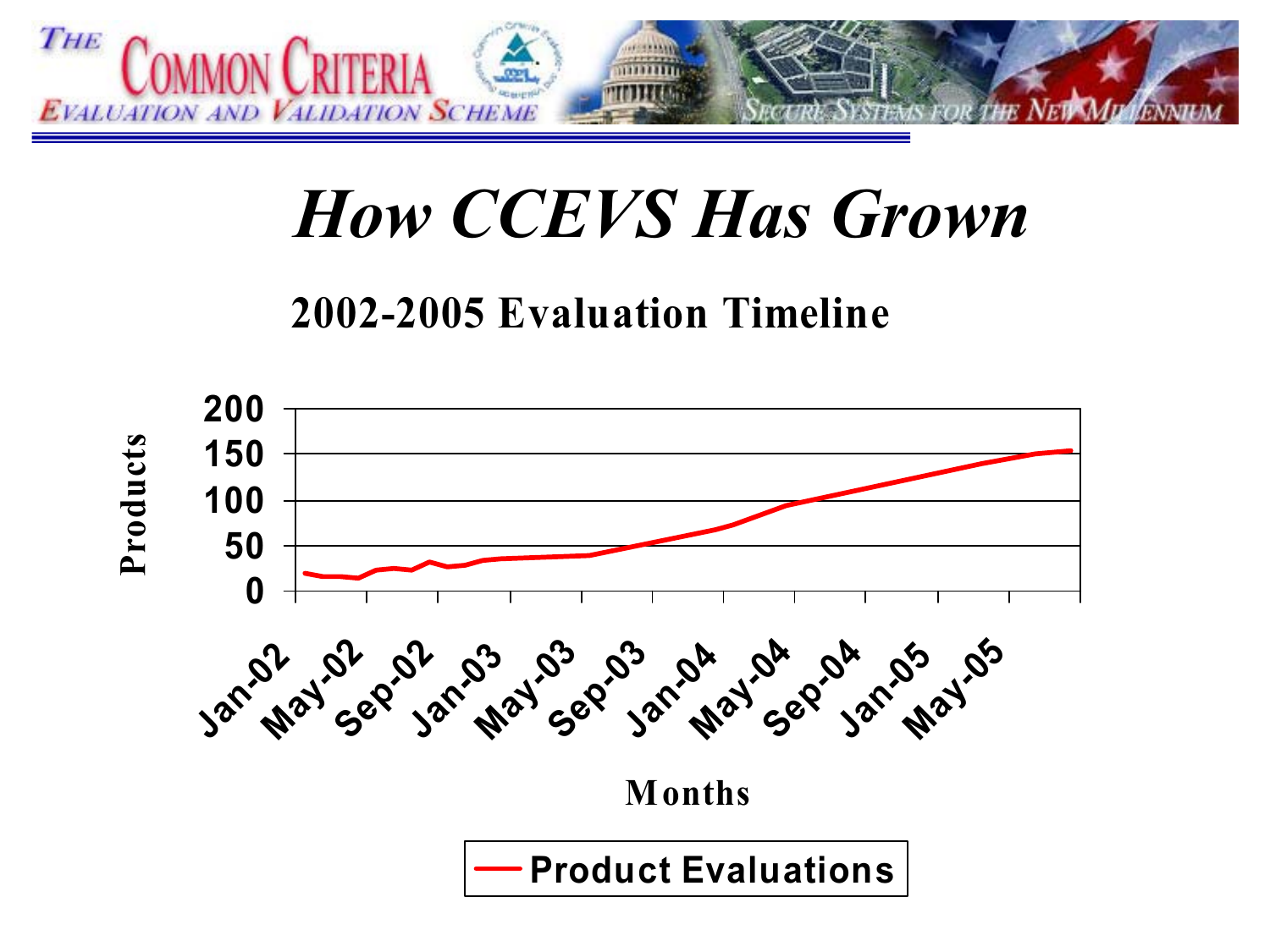# How CCEVS Has Grown

## 2002-2005 Evaluation Timeline

Products

200
150
100
50
0

Jan-02 May-02 Sep-02 Jan-03 May-03 Sep-03 Jan-04 May-04 Sep-04 Jan-05 May-05

Months

Product Evaluations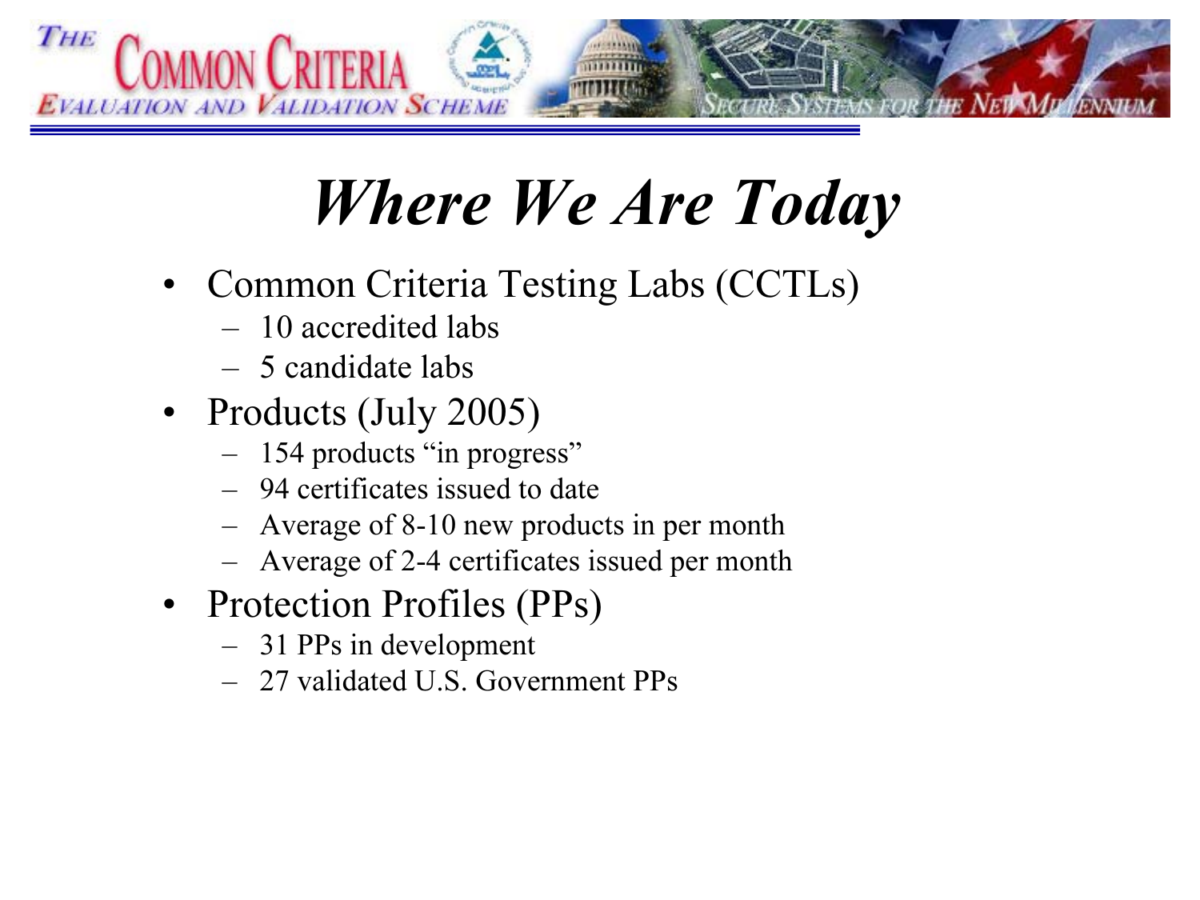# *Where We Are Today*

- Common Criteria Testing Labs (CCTLs)
  - 10 accredited labs
  - 5 candidate labs
- Products (July 2005)
  - 154 products "in progress"
  - 94 certificates issued to date
  - Average of 8-10 new products in per month
  - Average of 2-4 certificates issued per month
- Protection Profiles (PPs)
  - 31 PPs in development
  - 27 validated U.S. Government PPs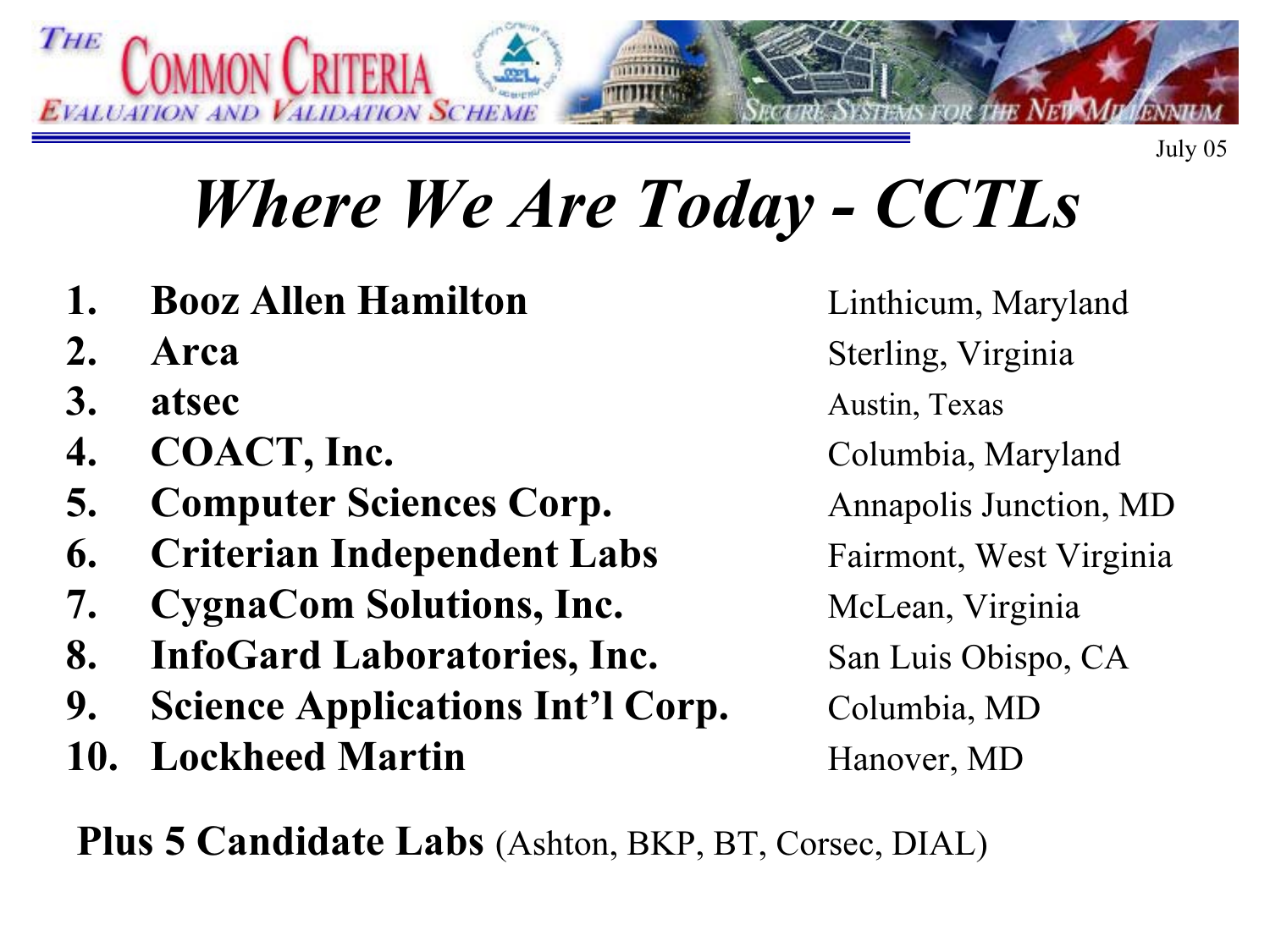# *Where We Are Today - CCTLs*

| | Lab | Location |
|---|---|---|
| 1. | **Booz Allen Hamilton** | Linthicum, Maryland |
| 2. | **Arca** | Sterling, Virginia |
| 3. | **atsec** | Austin, Texas |
| 4. | **COACT, Inc.** | Columbia, Maryland |
| 5. | **Computer Sciences Corp.** | Annapolis Junction, MD |
| 6. | **Criterian Independent Labs** | Fairmont, West Virginia |
| 7. | **CygnaCom Solutions, Inc.** | McLean, Virginia |
| 8. | **InfoGard Laboratories, Inc.** | San Luis Obispo, CA |
| 9. | **Science Applications Int'l Corp.** | Columbia, MD |
| 10. | **Lockheed Martin** | Hanover, MD |

**Plus 5 Candidate Labs** (Ashton, BKP, BT, Corsec, DIAL)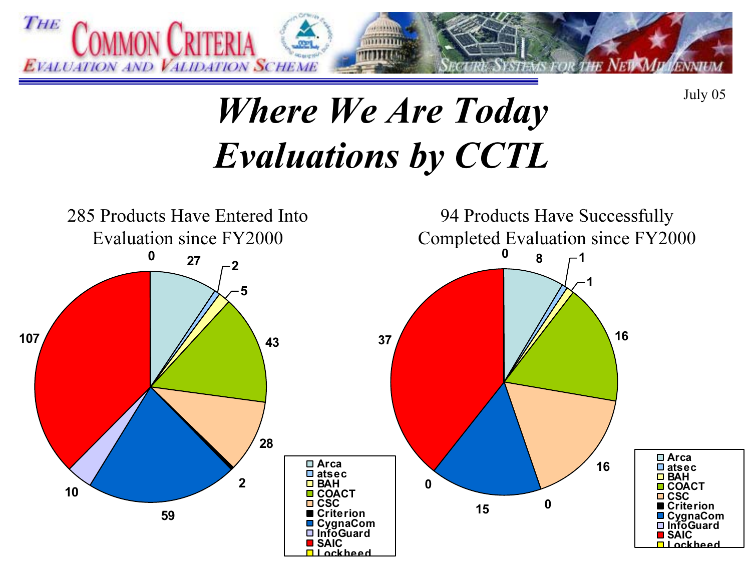# *Where We Are Today*
# *Evaluations by CCTL*

July 05

## 285 Products Have Entered Into Evaluation since FY2000

| CCTL | Products |
|---|---|
| Arca | 27 |
| atsec | 2 |
| BAH | 5 |
| COACT | 43 |
| CSC | 28 |
| Criterion | 2 |
| CygnaCom | 59 |
| InfoGuard | 10 |
| SAIC | 107 |
| Lockheed | 0 |

## 94 Products Have Successfully Completed Evaluation since FY2000

| CCTL | Products |
|---|---|
| Arca | 8 |
| atsec | 1 |
| BAH | 1 |
| COACT | 16 |
| CSC | 16 |
| Criterion | 0 |
| CygnaCom | 15 |
| InfoGuard | 0 |
| SAIC | 37 |
| Lockheed | 0 |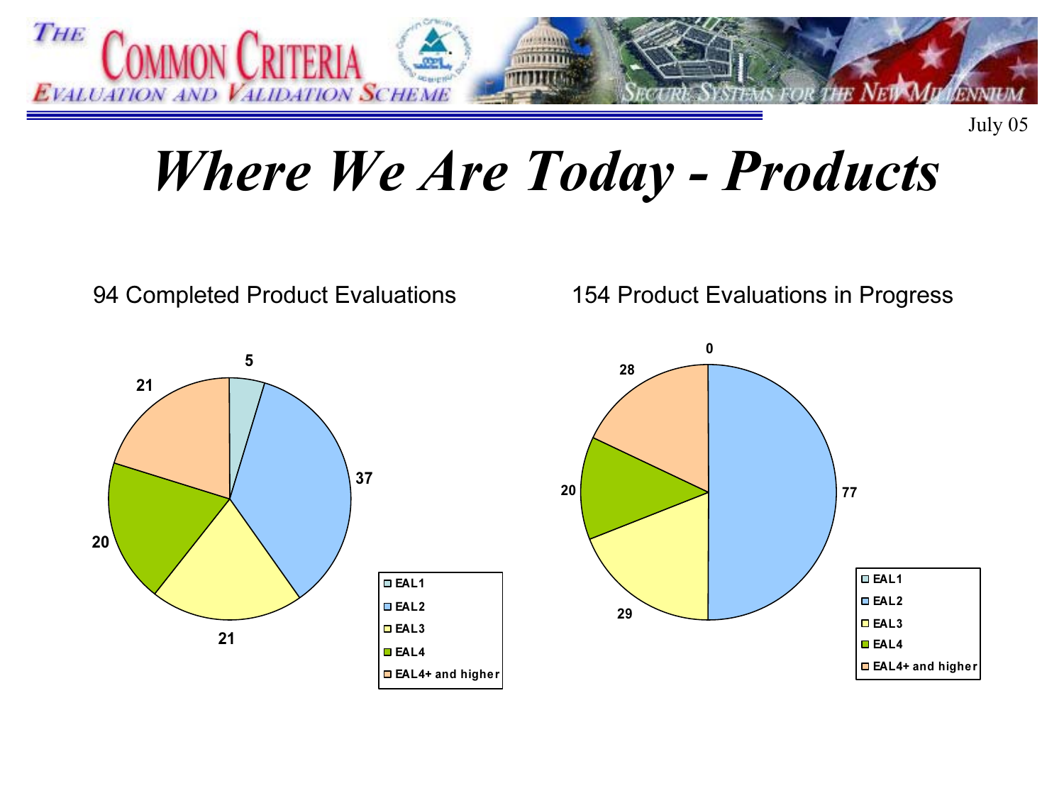# *Where We Are Today - Products*

July 05

**94 Completed Product Evaluations**

| Level | Count |
|---|---|
| EAL1 | 5 |
| EAL2 | 37 |
| EAL3 | 21 |
| EAL4 | 20 |
| EAL4+ and higher | 21 |

**154 Product Evaluations in Progress**

| Level | Count |
|---|---|
| EAL1 | 0 |
| EAL2 | 77 |
| EAL3 | 29 |
| EAL4 | 20 |
| EAL4+ and higher | 28 |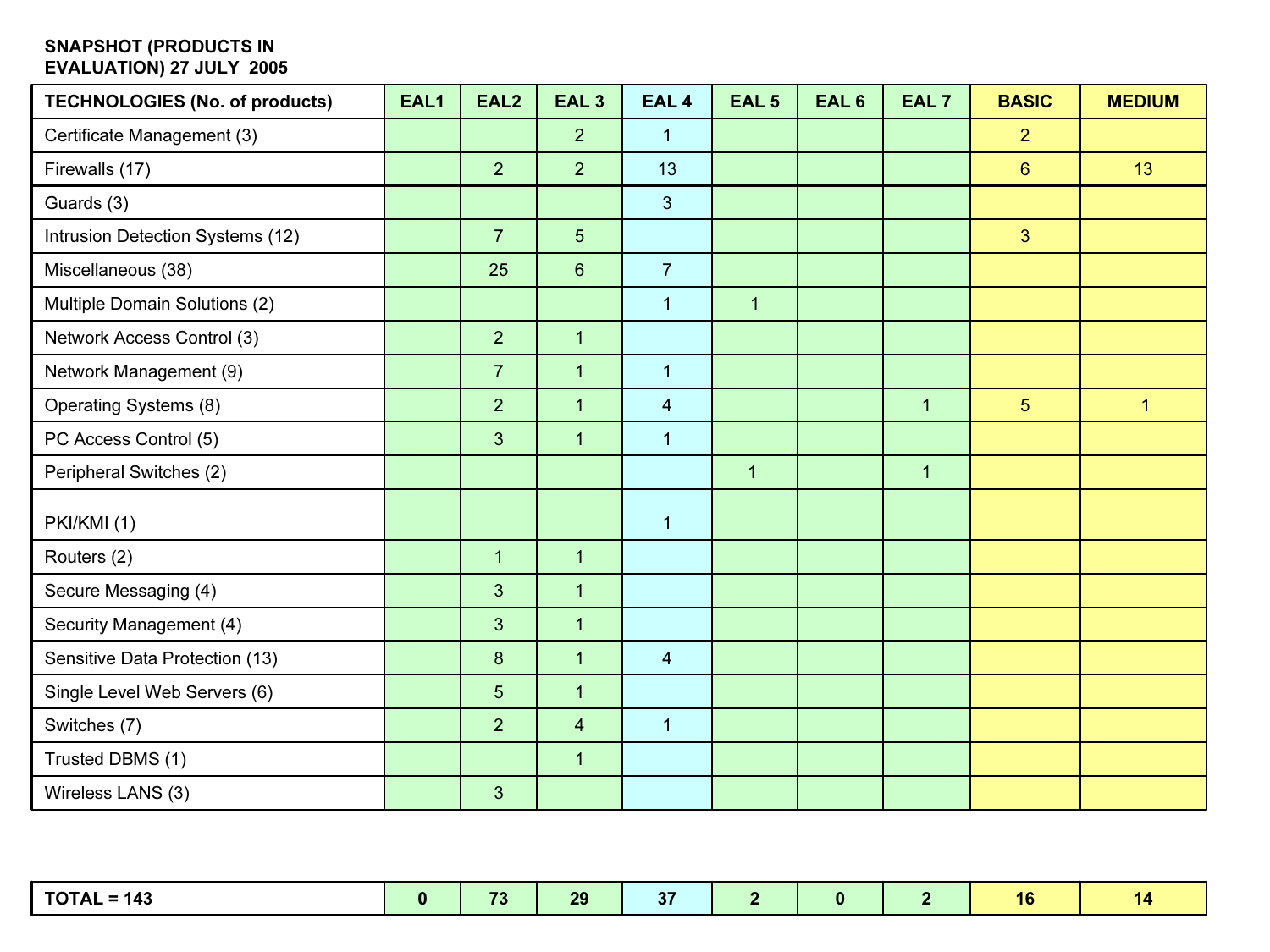**SNAPSHOT (PRODUCTS IN EVALUATION) 27 JULY 2005**

| TECHNOLOGIES (No. of products) | EAL1 | EAL2 | EAL 3 | EAL 4 | EAL 5 | EAL 6 | EAL 7 | BASIC | MEDIUM |
|---|---|---|---|---|---|---|---|---|---|
| Certificate Management (3) | | | 2 | 1 | | | | 2 | |
| Firewalls (17) | | 2 | 2 | 13 | | | | 6 | 13 |
| Guards (3) | | | | 3 | | | | | |
| Intrusion Detection Systems (12) | | 7 | 5 | | | | | 3 | |
| Miscellaneous (38) | | 25 | 6 | 7 | | | | | |
| Multiple Domain Solutions (2) | | | | 1 | 1 | | | | |
| Network Access Control (3) | | 2 | 1 | | | | | | |
| Network Management (9) | | 7 | 1 | 1 | | | | | |
| Operating Systems (8) | | 2 | 1 | 4 | | | 1 | 5 | 1 |
| PC Access Control (5) | | 3 | 1 | 1 | | | | | |
| Peripheral Switches (2) | | | | | 1 | | 1 | | |
| PKI/KMI (1) | | | | 1 | | | | | |
| Routers (2) | | 1 | 1 | | | | | | |
| Secure Messaging (4) | | 3 | 1 | | | | | | |
| Security Management (4) | | 3 | 1 | | | | | | |
| Sensitive Data Protection (13) | | 8 | 1 | 4 | | | | | |
| Single Level Web Servers (6) | | 5 | 1 | | | | | | |
| Switches (7) | | 2 | 4 | 1 | | | | | |
| Trusted DBMS (1) | | | 1 | | | | | | |
| Wireless LANS (3) | | 3 | | | | | | | |
| **TOTAL = 143** | **0** | **73** | **29** | **37** | **2** | **0** | **2** | **16** | **14** |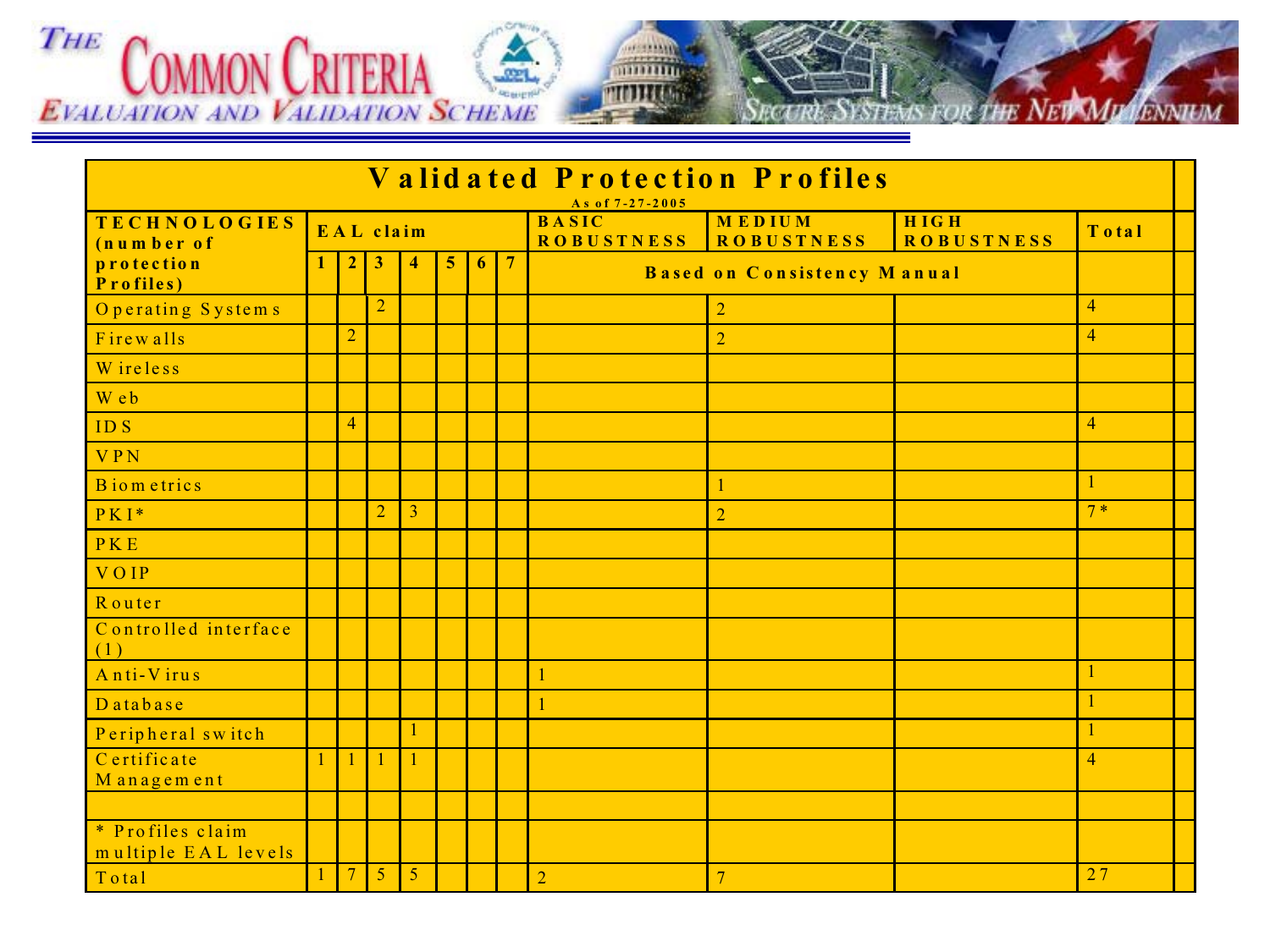# The Common Criteria Evaluation and Validation Scheme

Secure Systems for the New Millennium

## Validated Protection Profiles

As of 7-27-2005

| TECHNOLOGIES (number of protection Profiles) | EAL claim | | | | | | | BASIC ROBUSTNESS | MEDIUM ROBUSTNESS | HIGH ROBUSTNESS | Total |
|---|---|---|---|---|---|---|---|---|---|---|---|
| | 1 | 2 | 3 | 4 | 5 | 6 | 7 | Based on Consistency Manual | | | |
| Operating Systems | | | 2 | | | | | | 2 | | 4 |
| Firewalls | | 2 | | | | | | | 2 | | 4 |
| Wireless | | | | | | | | | | | |
| Web | | | | | | | | | | | |
| IDS | | 4 | | | | | | | | | 4 |
| VPN | | | | | | | | | | | |
| Biometrics | | | | | | | | | 1 | | 1 |
| PKI* | | | 2 | 3 | | | | | 2 | | 7* |
| PKE | | | | | | | | | | | |
| VOIP | | | | | | | | | | | |
| Router | | | | | | | | | | | |
| Controlled interface (1) | | | | | | | | | | | |
| Anti-Virus | | | | | | | | 1 | | | 1 |
| Database | | | | | | | | 1 | | | 1 |
| Peripheral switch | | | | 1 | | | | | | | 1 |
| Certificate Management | 1 | 1 | 1 | 1 | | | | | | | 4 |
| | | | | | | | | | | | |
| * Profiles claim multiple EAL levels | | | | | | | | | | | |
| Total | 1 | 7 | 5 | 5 | | | | 2 | 7 | | 27 |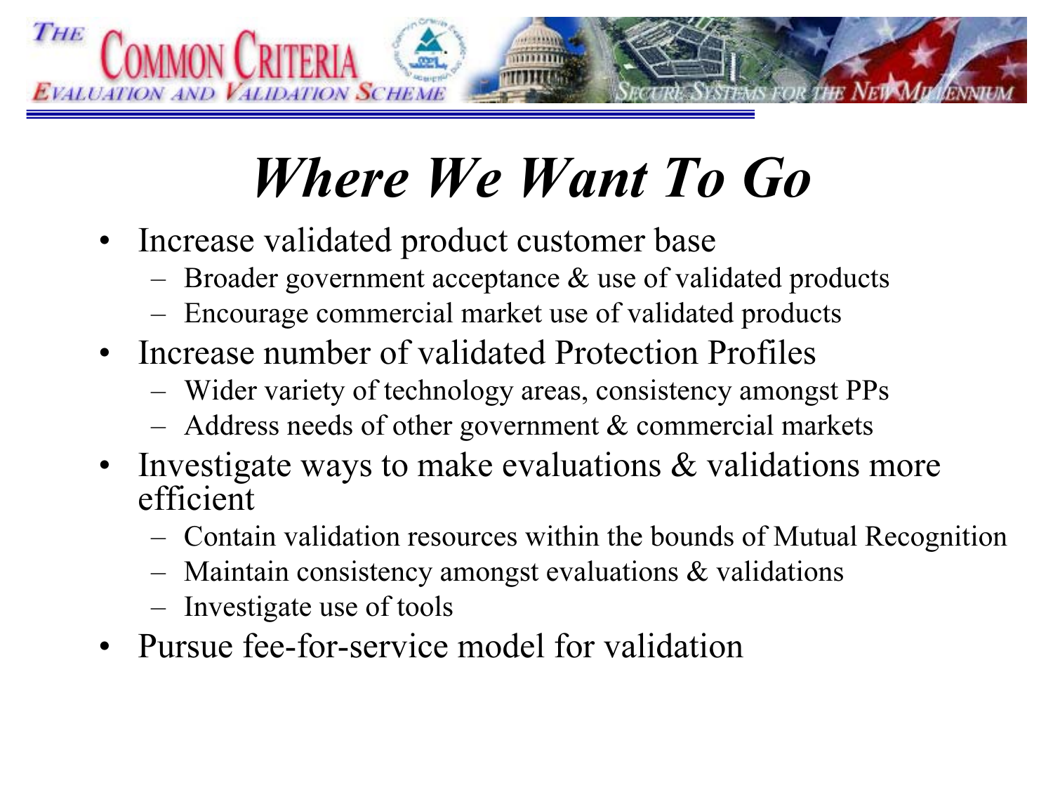# Where We Want To Go

- Increase validated product customer base
  - Broader government acceptance & use of validated products
  - Encourage commercial market use of validated products
- Increase number of validated Protection Profiles
  - Wider variety of technology areas, consistency amongst PPs
  - Address needs of other government & commercial markets
- Investigate ways to make evaluations & validations more efficient
  - Contain validation resources within the bounds of Mutual Recognition
  - Maintain consistency amongst evaluations & validations
  - Investigate use of tools
- Pursue fee-for-service model for validation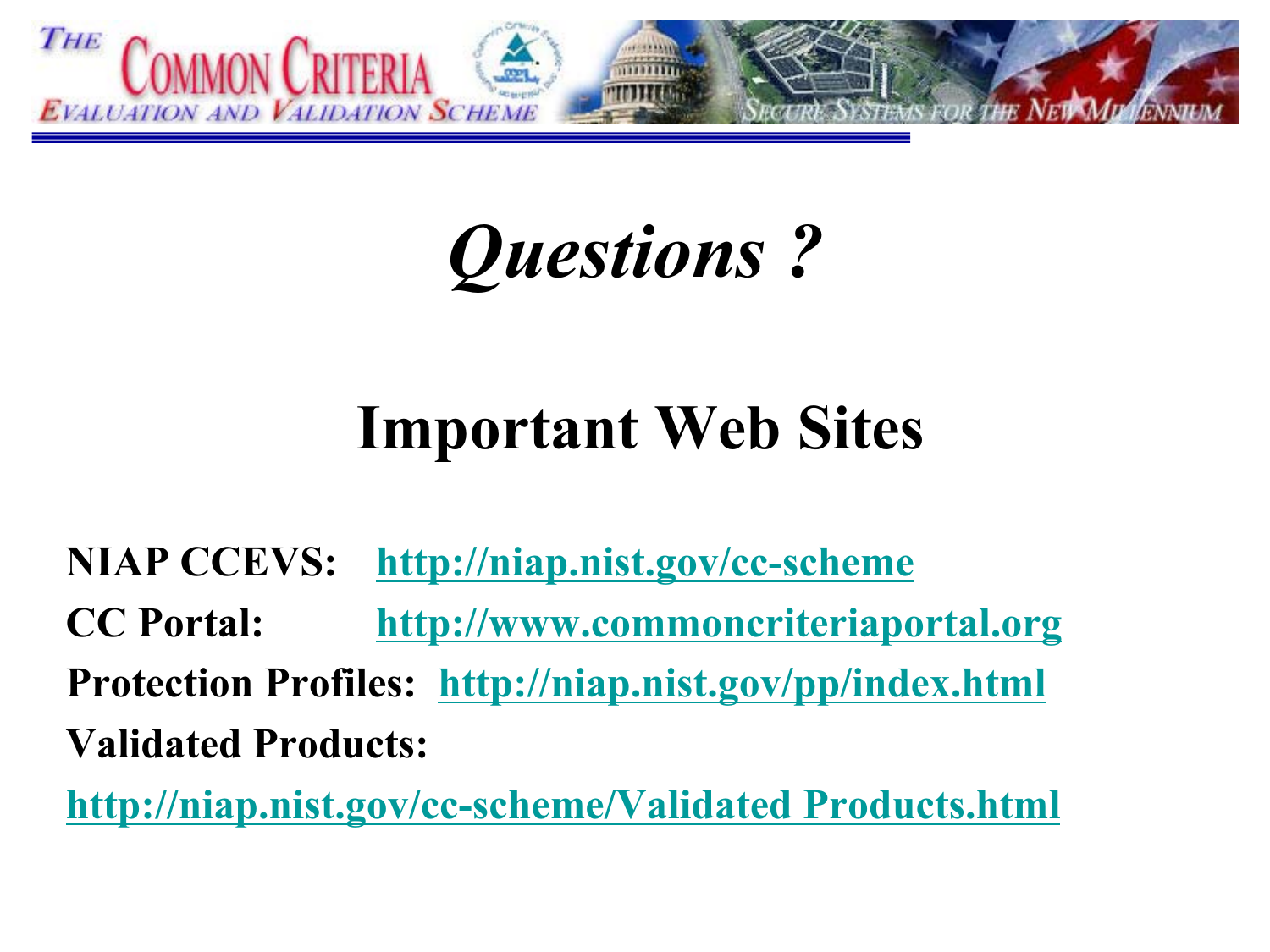# *Questions ?*

## Important Web Sites

**NIAP CCEVS:** **http://niap.nist.gov/cc-scheme**

**CC Portal:** **http://www.commoncriteriaportal.org**

**Protection Profiles:** **http://niap.nist.gov/pp/index.html**

**Validated Products:**

**http://niap.nist.gov/cc-scheme/Validated Products.html**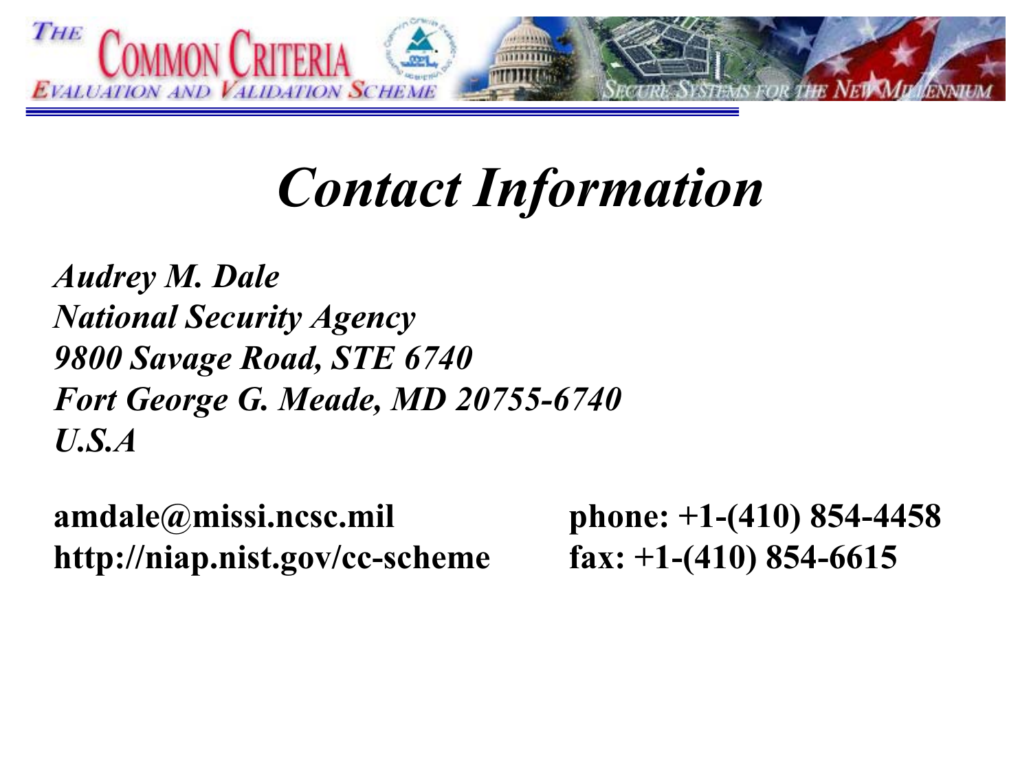# *Contact Information*

*Audrey M. Dale*
*National Security Agency*
*9800 Savage Road, STE 6740*
*Fort George G. Meade, MD 20755-6740*
*U.S.A*

**amdale@missi.ncsc.mil**
**http://niap.nist.gov/cc-scheme**

**phone: +1-(410) 854-4458**
**fax: +1-(410) 854-6615**